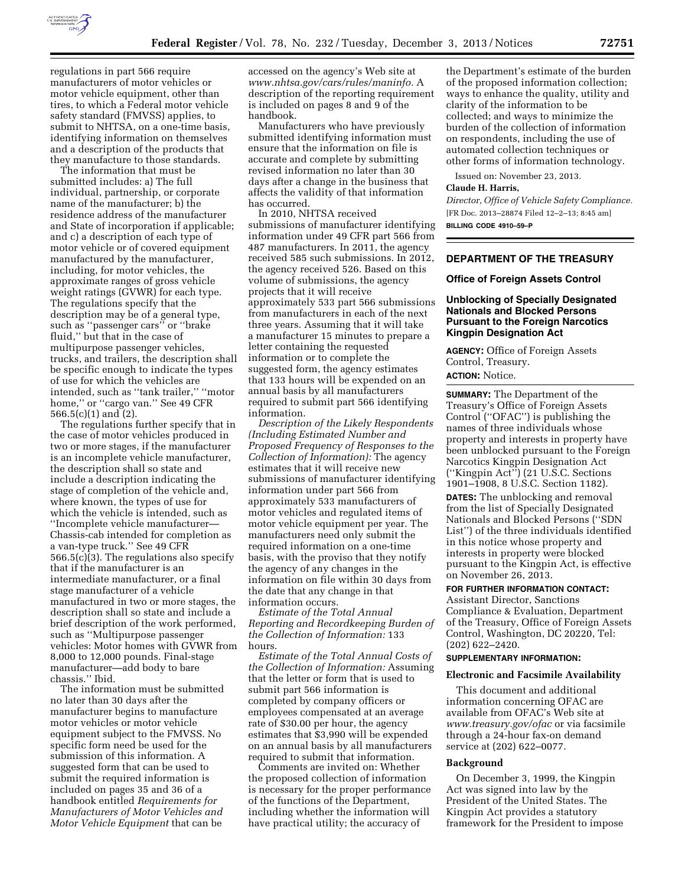regulations in part 566 require manufacturers of motor vehicles or motor vehicle equipment, other than tires, to which a Federal motor vehicle safety standard (FMVSS) applies, to submit to NHTSA, on a one-time basis, identifying information on themselves and a description of the products that they manufacture to those standards.

The information that must be submitted includes: a) The full individual, partnership, or corporate name of the manufacturer; b) the residence address of the manufacturer and State of incorporation if applicable; and c) a description of each type of motor vehicle or of covered equipment manufactured by the manufacturer, including, for motor vehicles, the approximate ranges of gross vehicle weight ratings (GVWR) for each type. The regulations specify that the description may be of a general type, such as ''passenger cars'' or ''brake fluid,'' but that in the case of multipurpose passenger vehicles, trucks, and trailers, the description shall be specific enough to indicate the types of use for which the vehicles are intended, such as ''tank trailer,'' ''motor home,'' or ''cargo van.'' See 49 CFR 566.5(c)(1) and (2).

The regulations further specify that in the case of motor vehicles produced in two or more stages, if the manufacturer is an incomplete vehicle manufacturer, the description shall so state and include a description indicating the stage of completion of the vehicle and, where known, the types of use for which the vehicle is intended, such as ''Incomplete vehicle manufacturer—Chassis-cab intended for completion as a van-type truck.'' See 49 CFR 566.5(c)(3). The regulations also specify that if the manufacturer is an intermediate manufacturer, or a final stage manufacturer of a vehicle manufactured in two or more stages, the description shall so state and include a brief description of the work performed, such as ''Multipurpose passenger vehicles: Motor homes with GVWR from 8,000 to 12,000 pounds. Final-stage manufacturer—add body to bare chassis.'' Ibid.

The information must be submitted no later than 30 days after the manufacturer begins to manufacture motor vehicles or motor vehicle equipment subject to the FMVSS. No specific form need be used for the submission of this information. A suggested form that can be used to submit the required information is included on pages 35 and 36 of a handbook entitled *Requirements for Manufacturers of Motor Vehicles and Motor Vehicle Equipment* that can be accessed on the agency's Web site at *www.nhtsa.gov/cars/rules/maninfo.* A description of the reporting requirement is included on pages 8 and 9 of the handbook.

Manufacturers who have previously submitted identifying information must ensure that the information on file is accurate and complete by submitting revised information no later than 30 days after a change in the business that affects the validity of that information has occurred.

In 2010, NHTSA received submissions of manufacturer identifying information under 49 CFR part 566 from 487 manufacturers. In 2011, the agency received 585 such submissions. In 2012, the agency received 526. Based on this volume of submissions, the agency projects that it will receive approximately 533 part 566 submissions from manufacturers in each of the next three years. Assuming that it will take a manufacturer 15 minutes to prepare a letter containing the requested information or to complete the suggested form, the agency estimates that 133 hours will be expended on an annual basis by all manufacturers required to submit part 566 identifying information.

*Description of the Likely Respondents (Including Estimated Number and Proposed Frequency of Responses to the Collection of Information):* The agency estimates that it will receive new submissions of manufacturer identifying information under part 566 from approximately 533 manufacturers of motor vehicles and regulated items of motor vehicle equipment per year. The manufacturers need only submit the required information on a one-time basis, with the proviso that they notify the agency of any changes in the information on file within 30 days from the date that any change in that information occurs.

*Estimate of the Total Annual Reporting and Recordkeeping Burden of the Collection of Information:* 133 hours.

*Estimate of the Total Annual Costs of the Collection of Information:* Assuming that the letter or form that is used to submit part 566 information is completed by company officers or employees compensated at an average rate of $30.00 per hour, the agency estimates that $3,990 will be expended on an annual basis by all manufacturers required to submit that information.

Comments are invited on: Whether the proposed collection of information is necessary for the proper performance of the functions of the Department, including whether the information will have practical utility; the accuracy of the Department's estimate of the burden of the proposed information collection; ways to enhance the quality, utility and clarity of the information to be collected; and ways to minimize the burden of the collection of information on respondents, including the use of automated collection techniques or other forms of information technology.

Issued on: November 23, 2013.

**Claude H. Harris,**

*Director, Office of Vehicle Safety Compliance.*

[FR Doc. 2013–28874 Filed 12–2–13; 8:45 am]

**BILLING CODE 4910–59–P**

---

## DEPARTMENT OF THE TREASURY

### Office of Foreign Assets Control

### Unblocking of Specially Designated Nationals and Blocked Persons Pursuant to the Foreign Narcotics Kingpin Designation Act

**AGENCY:** Office of Foreign Assets Control, Treasury.

**ACTION:** Notice.

**SUMMARY:** The Department of the Treasury's Office of Foreign Assets Control (''OFAC'') is publishing the names of three individuals whose property and interests in property have been unblocked pursuant to the Foreign Narcotics Kingpin Designation Act (''Kingpin Act'') (21 U.S.C. Sections 1901–1908, 8 U.S.C. Section 1182).

**DATES:** The unblocking and removal from the list of Specially Designated Nationals and Blocked Persons (''SDN List'') of the three individuals identified in this notice whose property and interests in property were blocked pursuant to the Kingpin Act, is effective on November 26, 2013.

**FOR FURTHER INFORMATION CONTACT:** Assistant Director, Sanctions Compliance & Evaluation, Department of the Treasury, Office of Foreign Assets Control, Washington, DC 20220, Tel: (202) 622–2420.

**SUPPLEMENTARY INFORMATION:**

#### Electronic and Facsimile Availability

This document and additional information concerning OFAC are available from OFAC's Web site at *www.treasury.gov/ofac* or via facsimile through a 24-hour fax-on demand service at (202) 622–0077.

#### Background

On December 3, 1999, the Kingpin Act was signed into law by the President of the United States. The Kingpin Act provides a statutory framework for the President to impose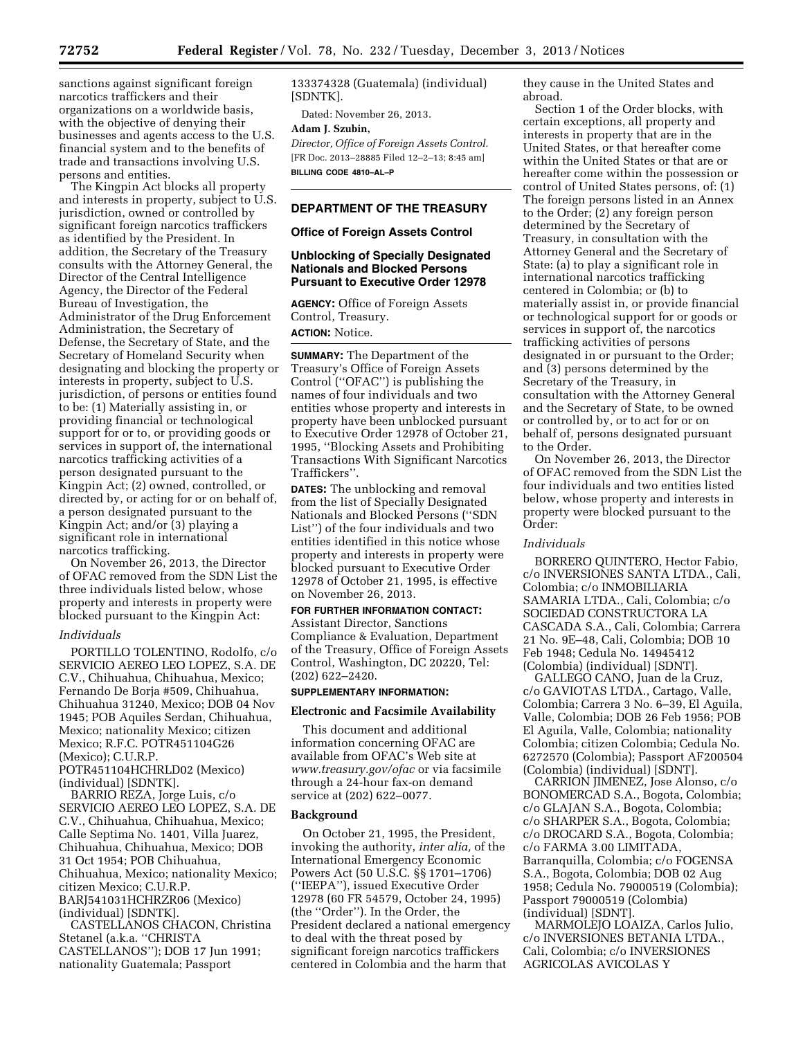sanctions against significant foreign narcotics traffickers and their organizations on a worldwide basis, with the objective of denying their businesses and agents access to the U.S. financial system and to the benefits of trade and transactions involving U.S. persons and entities.

The Kingpin Act blocks all property and interests in property, subject to U.S. jurisdiction, owned or controlled by significant foreign narcotics traffickers as identified by the President. In addition, the Secretary of the Treasury consults with the Attorney General, the Director of the Central Intelligence Agency, the Director of the Federal Bureau of Investigation, the Administrator of the Drug Enforcement Administration, the Secretary of Defense, the Secretary of State, and the Secretary of Homeland Security when designating and blocking the property or interests in property, subject to U.S. jurisdiction, of persons or entities found to be: (1) Materially assisting in, or providing financial or technological support for or to, or providing goods or services in support of, the international narcotics trafficking activities of a person designated pursuant to the Kingpin Act; (2) owned, controlled, or directed by, or acting for or on behalf of, a person designated pursuant to the Kingpin Act; and/or (3) playing a significant role in international narcotics trafficking.

On November 26, 2013, the Director of OFAC removed from the SDN List the three individuals listed below, whose property and interests in property were blocked pursuant to the Kingpin Act:

*Individuals*

PORTILLO TOLENTINO, Rodolfo, c/o SERVICIO AEREO LEO LOPEZ, S.A. DE C.V., Chihuahua, Chihuahua, Mexico; Fernando De Borja #509, Chihuahua, Chihuahua 31240, Mexico; DOB 04 Nov 1945; POB Aquiles Serdan, Chihuahua, Mexico; nationality Mexico; citizen Mexico; R.F.C. POTR451104G26 (Mexico); C.U.R.P. POTR451104HCHRLD02 (Mexico) (individual) [SDNTK].

BARRIO REZA, Jorge Luis, c/o SERVICIO AEREO LEO LOPEZ, S.A. DE C.V., Chihuahua, Chihuahua, Mexico; Calle Septima No. 1401, Villa Juarez, Chihuahua, Chihuahua, Mexico; DOB 31 Oct 1954; POB Chihuahua, Chihuahua, Mexico; nationality Mexico; citizen Mexico; C.U.R.P. BARJ541031HCHRZR06 (Mexico) (individual) [SDNTK].

CASTELLANOS CHACON, Christina Stetanel (a.k.a. ''CHRISTA CASTELLANOS''); DOB 17 Jun 1991; nationality Guatemala; Passport 133374328 (Guatemala) (individual) [SDNTK].

Dated: November 26, 2013.

**Adam J. Szubin,**

*Director, Office of Foreign Assets Control.*

[FR Doc. 2013–28885 Filed 12–2–13; 8:45 am]

**BILLING CODE 4810–AL–P**

---

## DEPARTMENT OF THE TREASURY

### Office of Foreign Assets Control

### Unblocking of Specially Designated Nationals and Blocked Persons Pursuant to Executive Order 12978

**AGENCY:** Office of Foreign Assets Control, Treasury.

**ACTION:** Notice.

**SUMMARY:** The Department of the Treasury's Office of Foreign Assets Control (''OFAC'') is publishing the names of four individuals and two entities whose property and interests in property have been unblocked pursuant to Executive Order 12978 of October 21, 1995, ''Blocking Assets and Prohibiting Transactions With Significant Narcotics Traffickers''.

**DATES:** The unblocking and removal from the list of Specially Designated Nationals and Blocked Persons (''SDN List'') of the four individuals and two entities identified in this notice whose property and interests in property were blocked pursuant to Executive Order 12978 of October 21, 1995, is effective on November 26, 2013.

**FOR FURTHER INFORMATION CONTACT:** Assistant Director, Sanctions Compliance & Evaluation, Department of the Treasury, Office of Foreign Assets Control, Washington, DC 20220, Tel: (202) 622–2420.

**SUPPLEMENTARY INFORMATION:**

#### Electronic and Facsimile Availability

This document and additional information concerning OFAC are available from OFAC's Web site at *www.treasury.gov/ofac* or via facsimile through a 24-hour fax-on demand service at (202) 622–0077.

#### Background

On October 21, 1995, the President, invoking the authority, *inter alia,* of the International Emergency Economic Powers Act (50 U.S.C. §§ 1701–1706) (''IEEPA''), issued Executive Order 12978 (60 FR 54579, October 24, 1995) (the ''Order''). In the Order, the President declared a national emergency to deal with the threat posed by significant foreign narcotics traffickers centered in Colombia and the harm that they cause in the United States and abroad.

Section 1 of the Order blocks, with certain exceptions, all property and interests in property that are in the United States, or that hereafter come within the United States or that are or hereafter come within the possession or control of United States persons, of: (1) The foreign persons listed in an Annex to the Order; (2) any foreign person determined by the Secretary of Treasury, in consultation with the Attorney General and the Secretary of State: (a) to play a significant role in international narcotics trafficking centered in Colombia; or (b) to materially assist in, or provide financial or technological support for or goods or services in support of, the narcotics trafficking activities of persons designated in or pursuant to the Order; and (3) persons determined by the Secretary of the Treasury, in consultation with the Attorney General and the Secretary of State, to be owned or controlled by, or to act for or on behalf of, persons designated pursuant to the Order.

On November 26, 2013, the Director of OFAC removed from the SDN List the four individuals and two entities listed below, whose property and interests in property were blocked pursuant to the Order:

*Individuals*

BORRERO QUINTERO, Hector Fabio, c/o INVERSIONES SANTA LTDA., Cali, Colombia; c/o INMOBILIARIA SAMARIA LTDA., Cali, Colombia; c/o SOCIEDAD CONSTRUCTORA LA CASCADA S.A., Cali, Colombia; Carrera 21 No. 9E–48, Cali, Colombia; DOB 10 Feb 1948; Cedula No. 14945412 (Colombia) (individual) [SDNT].

GALLEGO CANO, Juan de la Cruz, c/o GAVIOTAS LTDA., Cartago, Valle, Colombia; Carrera 3 No. 6–39, El Aguila, Valle, Colombia; DOB 26 Feb 1956; POB El Aguila, Valle, Colombia; nationality Colombia; citizen Colombia; Cedula No. 6272570 (Colombia); Passport AF200504 (Colombia) (individual) [SDNT].

CARRION JIMENEZ, Jose Alonso, c/o BONOMERCAD S.A., Bogota, Colombia; c/o GLAJAN S.A., Bogota, Colombia; c/o SHARPER S.A., Bogota, Colombia; c/o DROCARD S.A., Bogota, Colombia; c/o FARMA 3.00 LIMITADA, Barranquilla, Colombia; c/o FOGENSA S.A., Bogota, Colombia; DOB 02 Aug 1958; Cedula No. 79000519 (Colombia); Passport 79000519 (Colombia) (individual) [SDNT].

MARMOLEJO LOAIZA, Carlos Julio, c/o INVERSIONES BETANIA LTDA., Cali, Colombia; c/o INVERSIONES AGRICOLAS AVICOLAS Y